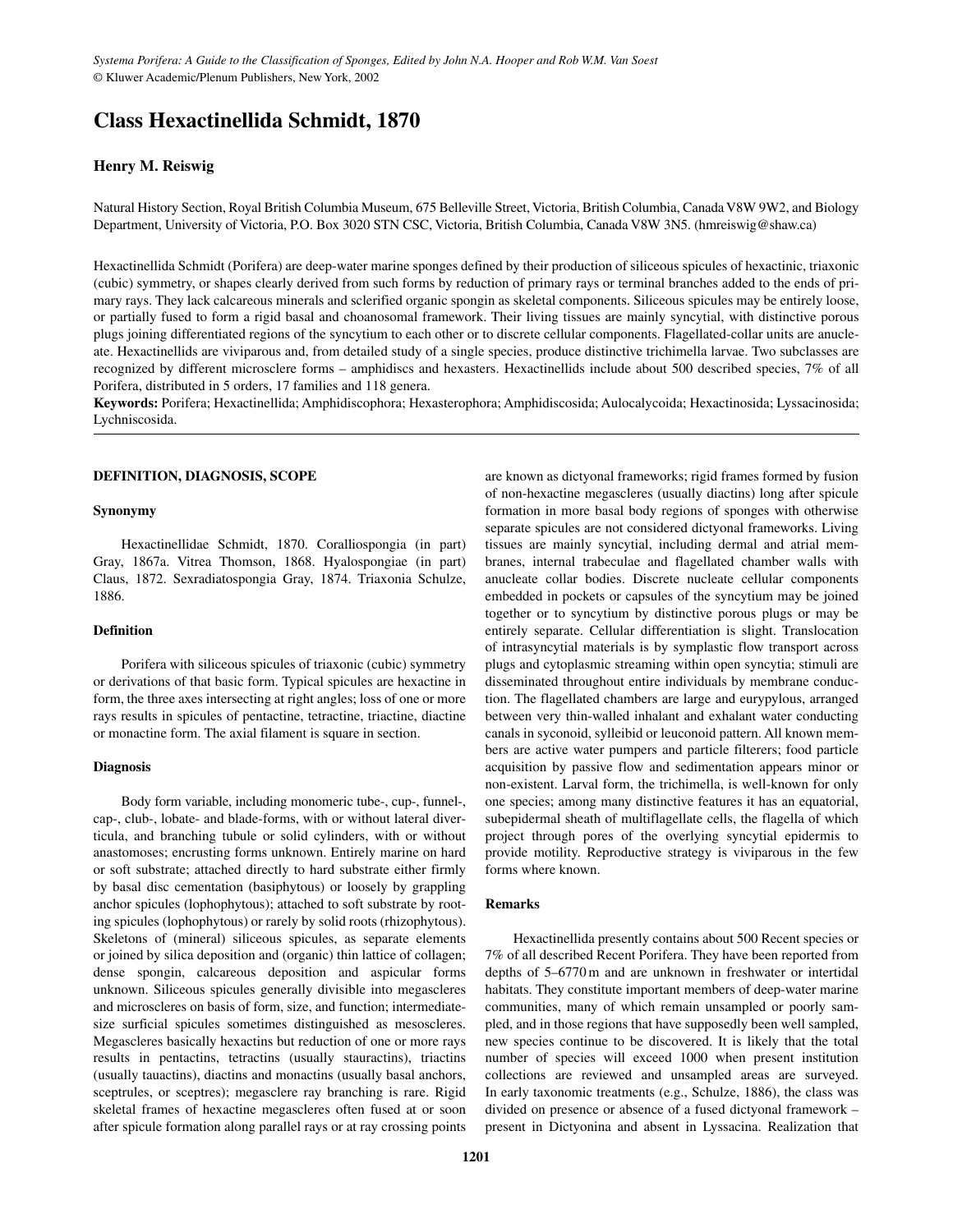*Systema Porifera: A Guide to the Classification of Sponges, Edited by John N.A. Hooper and Rob W.M. Van Soest*
© Kluwer Academic/Plenum Publishers, New York, 2002

# Class Hexactinellida Schmidt, 1870

### Henry M. Reiswig

Natural History Section, Royal British Columbia Museum, 675 Belleville Street, Victoria, British Columbia, Canada V8W 9W2, and Biology Department, University of Victoria, P.O. Box 3020 STN CSC, Victoria, British Columbia, Canada V8W 3N5. (hmreiswig@shaw.ca)

Hexactinellida Schmidt (Porifera) are deep-water marine sponges defined by their production of siliceous spicules of hexactinic, triaxonic (cubic) symmetry, or shapes clearly derived from such forms by reduction of primary rays or terminal branches added to the ends of primary rays. They lack calcareous minerals and sclerified organic spongin as skeletal components. Siliceous spicules may be entirely loose, or partially fused to form a rigid basal and choanosomal framework. Their living tissues are mainly syncytial, with distinctive porous plugs joining differentiated regions of the syncytium to each other or to discrete cellular components. Flagellated-collar units are anucleate. Hexactinellids are viviparous and, from detailed study of a single species, produce distinctive trichimella larvae. Two subclasses are recognized by different microsclere forms – amphidiscs and hexasters. Hexactinellids include about 500 described species, 7% of all Porifera, distributed in 5 orders, 17 families and 118 genera.

**Keywords:** Porifera; Hexactinellida; Amphidiscophora; Hexasterophora; Amphidiscosida; Aulocalycoida; Hexactinosida; Lyssacinosida; Lychniscosida.

## DEFINITION, DIAGNOSIS, SCOPE

### Synonymy

Hexactinellidae Schmidt, 1870. Coralliospongia (in part) Gray, 1867a. Vitrea Thomson, 1868. Hyalospongiae (in part) Claus, 1872. Sexradiatospongia Gray, 1874. Triaxonia Schulze, 1886.

### Definition

Porifera with siliceous spicules of triaxonic (cubic) symmetry or derivations of that basic form. Typical spicules are hexactine in form, the three axes intersecting at right angles; loss of one or more rays results in spicules of pentactine, tetractine, triactine, diactine or monactine form. The axial filament is square in section.

### Diagnosis

Body form variable, including monomeric tube-, cup-, funnel-, cap-, club-, lobate- and blade-forms, with or without lateral diverticula, and branching tubule or solid cylinders, with or without anastomoses; encrusting forms unknown. Entirely marine on hard or soft substrate; attached directly to hard substrate either firmly by basal disc cementation (basiphytous) or loosely by grappling anchor spicules (lophophytous); attached to soft substrate by rooting spicules (lophophytous) or rarely by solid roots (rhizophytous). Skeletons of (mineral) siliceous spicules, as separate elements or joined by silica deposition and (organic) thin lattice of collagen; dense spongin, calcareous deposition and aspicular forms unknown. Siliceous spicules generally divisible into megascleres and microscleres on basis of form, size, and function; intermediate-size surficial spicules sometimes distinguished as mesoscleres. Megascleres basically hexactins but reduction of one or more rays results in pentactins, tetractins (usually stauractins), triactins (usually tauactins), diactins and monactins (usually basal anchors, sceptrules, or sceptres); megasclere ray branching is rare. Rigid skeletal frames of hexactine megascleres often fused at or soon after spicule formation along parallel rays or at ray crossing points are known as dictyonal frameworks; rigid frames formed by fusion of non-hexactine megascleres (usually diactins) long after spicule formation in more basal body regions of sponges with otherwise separate spicules are not considered dictyonal frameworks. Living tissues are mainly syncytial, including dermal and atrial membranes, internal trabeculae and flagellated chamber walls with anucleate collar bodies. Discrete nucleate cellular components embedded in pockets or capsules of the syncytium may be joined together or to syncytium by distinctive porous plugs or may be entirely separate. Cellular differentiation is slight. Translocation of intrasyncytial materials is by symplastic flow transport across plugs and cytoplasmic streaming within open syncytia; stimuli are disseminated throughout entire individuals by membrane conduction. The flagellated chambers are large and eurypylous, arranged between very thin-walled inhalant and exhalant water conducting canals in syconoid, sylleibid or leuconoid pattern. All known members are active water pumpers and particle filterers; food particle acquisition by passive flow and sedimentation appears minor or non-existent. Larval form, the trichimella, is well-known for only one species; among many distinctive features it has an equatorial, subepidermal sheath of multiflagellate cells, the flagella of which project through pores of the overlying syncytial epidermis to provide motility. Reproductive strategy is viviparous in the few forms where known.

### Remarks

Hexactinellida presently contains about 500 Recent species or 7% of all described Recent Porifera. They have been reported from depths of 5–6770 m and are unknown in freshwater or intertidal habitats. They constitute important members of deep-water marine communities, many of which remain unsampled or poorly sampled, and in those regions that have supposedly been well sampled, new species continue to be discovered. It is likely that the total number of species will exceed 1000 when present institution collections are reviewed and unsampled areas are surveyed. In early taxonomic treatments (e.g., Schulze, 1886), the class was divided on presence or absence of a fused dictyonal framework – present in Dictyonina and absent in Lyssacina. Realization that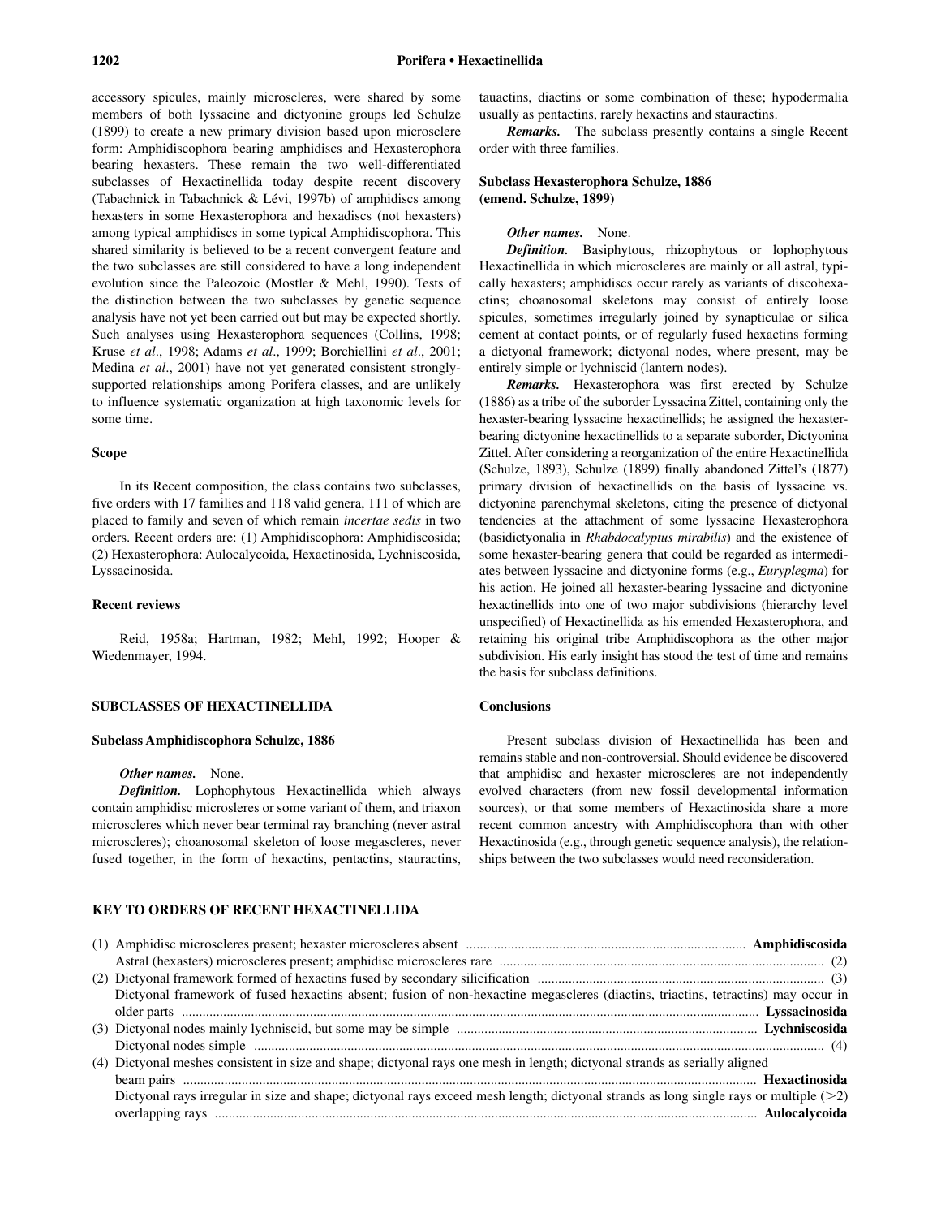accessory spicules, mainly microscleres, were shared by some members of both lyssacine and dictyonine groups led Schulze (1899) to create a new primary division based upon microsclere form: Amphidiscophora bearing amphidiscs and Hexasterophora bearing hexasters. These remain the two well-differentiated subclasses of Hexactinellida today despite recent discovery (Tabachnick in Tabachnick & Lévi, 1997b) of amphidiscs among hexasters in some Hexasterophora and hexadiscs (not hexasters) among typical amphidiscs in some typical Amphidiscophora. This shared similarity is believed to be a recent convergent feature and the two subclasses are still considered to have a long independent evolution since the Paleozoic (Mostler & Mehl, 1990). Tests of the distinction between the two subclasses by genetic sequence analysis have not yet been carried out but may be expected shortly. Such analyses using Hexasterophora sequences (Collins, 1998; Kruse *et al*., 1998; Adams *et al*., 1999; Borchiellini *et al*., 2001; Medina *et al*., 2001) have not yet generated consistent strongly-supported relationships among Porifera classes, and are unlikely to influence systematic organization at high taxonomic levels for some time.

#### Scope

In its Recent composition, the class contains two subclasses, five orders with 17 families and 118 valid genera, 111 of which are placed to family and seven of which remain *incertae sedis* in two orders. Recent orders are: (1) Amphidiscophora: Amphidiscosida; (2) Hexasterophora: Aulocalycoida, Hexactinosida, Lychniscosida, Lyssacinosida.

#### Recent reviews

Reid, 1958a; Hartman, 1982; Mehl, 1992; Hooper & Wiedenmayer, 1994.

## SUBCLASSES OF HEXACTINELLIDA

### Subclass Amphidiscophora Schulze, 1886

***Other names.*** None.

***Definition.*** Lophophytous Hexactinellida which always contain amphidisc microsleres or some variant of them, and triaxon microscleres which never bear terminal ray branching (never astral microscleres); choanosomal skeleton of loose megascleres, never fused together, in the form of hexactins, pentactins, stauractins, tauactins, diactins or some combination of these; hypodermalia usually as pentactins, rarely hexactins and stauractins.

***Remarks.*** The subclass presently contains a single Recent order with three families.

### Subclass Hexasterophora Schulze, 1886 (emend. Schulze, 1899)

***Other names.*** None.

***Definition.*** Basiphytous, rhizophytous or lophophytous Hexactinellida in which microscleres are mainly or all astral, typically hexasters; amphidiscs occur rarely as variants of discohexactins; choanosomal skeletons may consist of entirely loose spicules, sometimes irregularly joined by synapticulae or silica cement at contact points, or of regularly fused hexactins forming a dictyonal framework; dictyonal nodes, where present, may be entirely simple or lychniscid (lantern nodes).

***Remarks.*** Hexasterophora was first erected by Schulze (1886) as a tribe of the suborder Lyssacina Zittel, containing only the hexaster-bearing lyssacine hexactinellids; he assigned the hexaster-bearing dictyonine hexactinellids to a separate suborder, Dictyonina Zittel. After considering a reorganization of the entire Hexactinellida (Schulze, 1893), Schulze (1899) finally abandoned Zittel's (1877) primary division of hexactinellids on the basis of lyssacine vs. dictyonine parenchymal skeletons, citing the presence of dictyonal tendencies at the attachment of some lyssacine Hexasterophora (basidictyonalia in *Rhabdocalyptus mirabilis*) and the existence of some hexaster-bearing genera that could be regarded as intermediates between lyssacine and dictyonine forms (e.g., *Euryplegma*) for his action. He joined all hexaster-bearing lyssacine and dictyonine hexactinellids into one of two major subdivisions (hierarchy level unspecified) of Hexactinellida as his emended Hexasterophora, and retaining his original tribe Amphidiscophora as the other major subdivision. His early insight has stood the test of time and remains the basis for subclass definitions.

#### Conclusions

Present subclass division of Hexactinellida has been and remains stable and non-controversial. Should evidence be discovered that amphidisc and hexaster microscleres are not independently evolved characters (from new fossil developmental information sources), or that some members of Hexactinosida share a more recent common ancestry with Amphidiscophora than with other Hexactinosida (e.g., through genetic sequence analysis), the relationships between the two subclasses would need reconsideration.

## KEY TO ORDERS OF RECENT HEXACTINELLIDA

(1) Amphidisc microscleres present; hexaster microscleres absent .................. **Amphidiscosida**
Astral (hexasters) microscleres present; amphidisc microscleres rare .................. (2)

(2) Dictyonal framework formed of hexactins fused by secondary silicification .................. (3)
Dictyonal framework of fused hexactins absent; fusion of non-hexactine megascleres (diactins, triactins, tetractins) may occur in older parts .................. **Lyssacinosida**

(3) Dictyonal nodes mainly lychniscid, but some may be simple .................. **Lychniscosida**
Dictyonal nodes simple .................. (4)

(4) Dictyonal meshes consistent in size and shape; dictyonal rays one mesh in length; dictyonal strands as serially aligned beam pairs .................. **Hexactinosida**
Dictyonal rays irregular in size and shape; dictyonal rays exceed mesh length; dictyonal strands as long single rays or multiple (>2) overlapping rays .................. **Aulocalycoida**